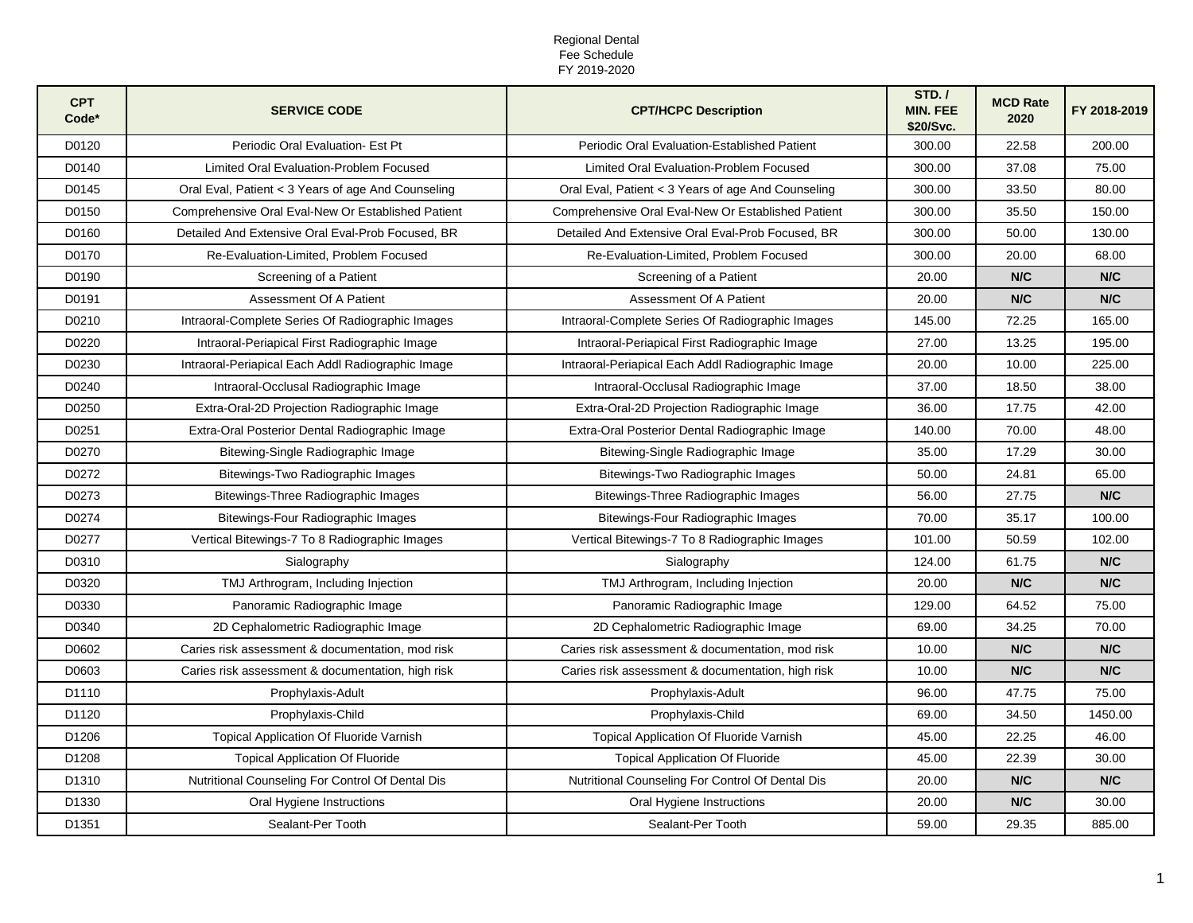Regional Dental
Fee Schedule
FY 2019-2020

| CPT Code* | SERVICE CODE | CPT/HCPC Description | STD. / MIN. FEE $20/Svc. | MCD Rate 2020 | FY 2018-2019 |
|---|---|---|---|---|---|
| D0120 | Periodic Oral Evaluation- Est Pt | Periodic Oral Evaluation-Established Patient | 300.00 | 22.58 | 200.00 |
| D0140 | Limited Oral Evaluation-Problem Focused | Limited Oral Evaluation-Problem Focused | 300.00 | 37.08 | 75.00 |
| D0145 | Oral Eval, Patient < 3 Years of age And Counseling | Oral Eval, Patient < 3 Years of age And Counseling | 300.00 | 33.50 | 80.00 |
| D0150 | Comprehensive Oral Eval-New Or Established Patient | Comprehensive Oral Eval-New Or Established Patient | 300.00 | 35.50 | 150.00 |
| D0160 | Detailed And Extensive Oral Eval-Prob Focused, BR | Detailed And Extensive Oral Eval-Prob Focused, BR | 300.00 | 50.00 | 130.00 |
| D0170 | Re-Evaluation-Limited, Problem Focused | Re-Evaluation-Limited, Problem Focused | 300.00 | 20.00 | 68.00 |
| D0190 | Screening of a Patient | Screening of a Patient | 20.00 | **N/C** | **N/C** |
| D0191 | Assessment Of A Patient | Assessment Of A Patient | 20.00 | **N/C** | **N/C** |
| D0210 | Intraoral-Complete Series Of Radiographic Images | Intraoral-Complete Series Of Radiographic Images | 145.00 | 72.25 | 165.00 |
| D0220 | Intraoral-Periapical First Radiographic Image | Intraoral-Periapical First Radiographic Image | 27.00 | 13.25 | 195.00 |
| D0230 | Intraoral-Periapical Each Addl Radiographic Image | Intraoral-Periapical Each Addl Radiographic Image | 20.00 | 10.00 | 225.00 |
| D0240 | Intraoral-Occlusal Radiographic Image | Intraoral-Occlusal Radiographic Image | 37.00 | 18.50 | 38.00 |
| D0250 | Extra-Oral-2D Projection Radiographic Image | Extra-Oral-2D Projection Radiographic Image | 36.00 | 17.75 | 42.00 |
| D0251 | Extra-Oral Posterior Dental Radiographic Image | Extra-Oral Posterior Dental Radiographic Image | 140.00 | 70.00 | 48.00 |
| D0270 | Bitewing-Single Radiographic Image | Bitewing-Single Radiographic Image | 35.00 | 17.29 | 30.00 |
| D0272 | Bitewings-Two Radiographic Images | Bitewings-Two Radiographic Images | 50.00 | 24.81 | 65.00 |
| D0273 | Bitewings-Three Radiographic Images | Bitewings-Three Radiographic Images | 56.00 | 27.75 | **N/C** |
| D0274 | Bitewings-Four Radiographic Images | Bitewings-Four Radiographic Images | 70.00 | 35.17 | 100.00 |
| D0277 | Vertical Bitewings-7 To 8 Radiographic Images | Vertical Bitewings-7 To 8 Radiographic Images | 101.00 | 50.59 | 102.00 |
| D0310 | Sialography | Sialography | 124.00 | 61.75 | **N/C** |
| D0320 | TMJ Arthrogram, Including Injection | TMJ Arthrogram, Including Injection | 20.00 | **N/C** | **N/C** |
| D0330 | Panoramic Radiographic Image | Panoramic Radiographic Image | 129.00 | 64.52 | 75.00 |
| D0340 | 2D Cephalometric Radiographic Image | 2D Cephalometric Radiographic Image | 69.00 | 34.25 | 70.00 |
| D0602 | Caries risk assessment & documentation, mod risk | Caries risk assessment & documentation, mod risk | 10.00 | **N/C** | **N/C** |
| D0603 | Caries risk assessment & documentation, high risk | Caries risk assessment & documentation, high risk | 10.00 | **N/C** | **N/C** |
| D1110 | Prophylaxis-Adult | Prophylaxis-Adult | 96.00 | 47.75 | 75.00 |
| D1120 | Prophylaxis-Child | Prophylaxis-Child | 69.00 | 34.50 | 1450.00 |
| D1206 | Topical Application Of Fluoride Varnish | Topical Application Of Fluoride Varnish | 45.00 | 22.25 | 46.00 |
| D1208 | Topical Application Of Fluoride | Topical Application Of Fluoride | 45.00 | 22.39 | 30.00 |
| D1310 | Nutritional Counseling For Control Of Dental Dis | Nutritional Counseling For Control Of Dental Dis | 20.00 | **N/C** | **N/C** |
| D1330 | Oral Hygiene Instructions | Oral Hygiene Instructions | 20.00 | **N/C** | 30.00 |
| D1351 | Sealant-Per Tooth | Sealant-Per Tooth | 59.00 | 29.35 | 885.00 |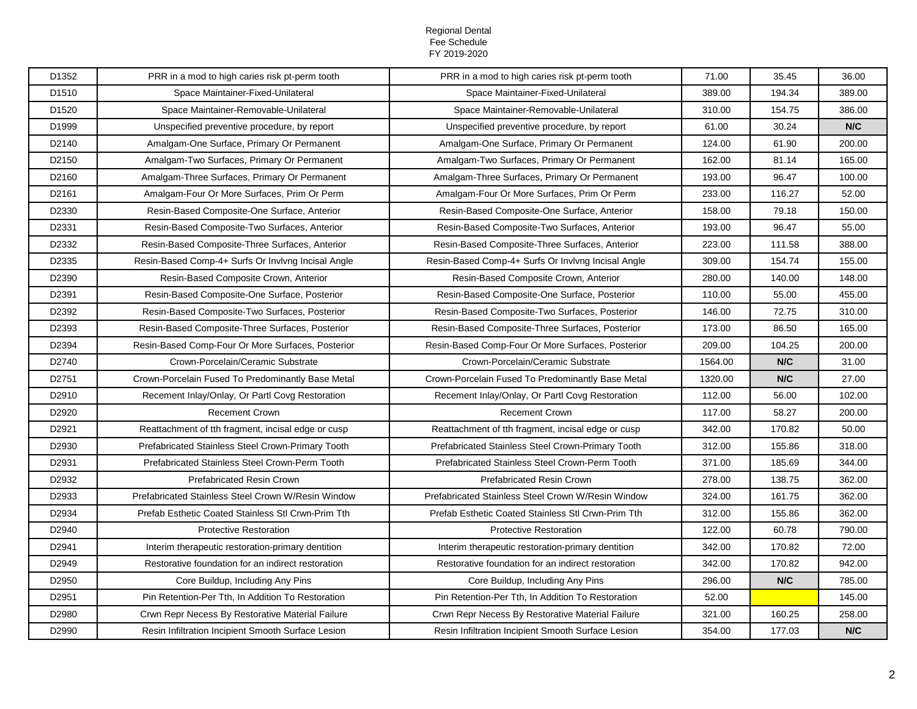Regional Dental
Fee Schedule
FY 2019-2020

| | | | | | |
|---|---|---|---|---|---|
| D1352 | PRR in a mod to high caries risk pt-perm tooth | PRR in a mod to high caries risk pt-perm tooth | 71.00 | 35.45 | 36.00 |
| D1510 | Space Maintainer-Fixed-Unilateral | Space Maintainer-Fixed-Unilateral | 389.00 | 194.34 | 389.00 |
| D1520 | Space Maintainer-Removable-Unilateral | Space Maintainer-Removable-Unilateral | 310.00 | 154.75 | 386.00 |
| D1999 | Unspecified preventive procedure, by report | Unspecified preventive procedure, by report | 61.00 | 30.24 | **N/C** |
| D2140 | Amalgam-One Surface, Primary Or Permanent | Amalgam-One Surface, Primary Or Permanent | 124.00 | 61.90 | 200.00 |
| D2150 | Amalgam-Two Surfaces, Primary Or Permanent | Amalgam-Two Surfaces, Primary Or Permanent | 162.00 | 81.14 | 165.00 |
| D2160 | Amalgam-Three Surfaces, Primary Or Permanent | Amalgam-Three Surfaces, Primary Or Permanent | 193.00 | 96.47 | 100.00 |
| D2161 | Amalgam-Four Or More Surfaces, Prim Or Perm | Amalgam-Four Or More Surfaces, Prim Or Perm | 233.00 | 116.27 | 52.00 |
| D2330 | Resin-Based Composite-One Surface, Anterior | Resin-Based Composite-One Surface, Anterior | 158.00 | 79.18 | 150.00 |
| D2331 | Resin-Based Composite-Two Surfaces, Anterior | Resin-Based Composite-Two Surfaces, Anterior | 193.00 | 96.47 | 55.00 |
| D2332 | Resin-Based Composite-Three Surfaces, Anterior | Resin-Based Composite-Three Surfaces, Anterior | 223.00 | 111.58 | 388.00 |
| D2335 | Resin-Based Comp-4+ Surfs Or Invlvng Incisal Angle | Resin-Based Comp-4+ Surfs Or Invlvng Incisal Angle | 309.00 | 154.74 | 155.00 |
| D2390 | Resin-Based Composite Crown, Anterior | Resin-Based Composite Crown, Anterior | 280.00 | 140.00 | 148.00 |
| D2391 | Resin-Based Composite-One Surface, Posterior | Resin-Based Composite-One Surface, Posterior | 110.00 | 55.00 | 455.00 |
| D2392 | Resin-Based Composite-Two Surfaces, Posterior | Resin-Based Composite-Two Surfaces, Posterior | 146.00 | 72.75 | 310.00 |
| D2393 | Resin-Based Composite-Three Surfaces, Posterior | Resin-Based Composite-Three Surfaces, Posterior | 173.00 | 86.50 | 165.00 |
| D2394 | Resin-Based Comp-Four Or More Surfaces, Posterior | Resin-Based Comp-Four Or More Surfaces, Posterior | 209.00 | 104.25 | 200.00 |
| D2740 | Crown-Porcelain/Ceramic Substrate | Crown-Porcelain/Ceramic Substrate | 1564.00 | **N/C** | 31.00 |
| D2751 | Crown-Porcelain Fused To Predominantly Base Metal | Crown-Porcelain Fused To Predominantly Base Metal | 1320.00 | **N/C** | 27.00 |
| D2910 | Recement Inlay/Onlay, Or Partl Covg Restoration | Recement Inlay/Onlay, Or Partl Covg Restoration | 112.00 | 56.00 | 102.00 |
| D2920 | Recement Crown | Recement Crown | 117.00 | 58.27 | 200.00 |
| D2921 | Reattachment of tth fragment, incisal edge or cusp | Reattachment of tth fragment, incisal edge or cusp | 342.00 | 170.82 | 50.00 |
| D2930 | Prefabricated Stainless Steel Crown-Primary Tooth | Prefabricated Stainless Steel Crown-Primary Tooth | 312.00 | 155.86 | 318.00 |
| D2931 | Prefabricated Stainless Steel Crown-Perm Tooth | Prefabricated Stainless Steel Crown-Perm Tooth | 371.00 | 185.69 | 344.00 |
| D2932 | Prefabricated Resin Crown | Prefabricated Resin Crown | 278.00 | 138.75 | 362.00 |
| D2933 | Prefabricated Stainless Steel Crown W/Resin Window | Prefabricated Stainless Steel Crown W/Resin Window | 324.00 | 161.75 | 362.00 |
| D2934 | Prefab Esthetic Coated Stainless Stl Crwn-Prim Tth | Prefab Esthetic Coated Stainless Stl Crwn-Prim Tth | 312.00 | 155.86 | 362.00 |
| D2940 | Protective Restoration | Protective Restoration | 122.00 | 60.78 | 790.00 |
| D2941 | Interim therapeutic restoration-primary dentition | Interim therapeutic restoration-primary dentition | 342.00 | 170.82 | 72.00 |
| D2949 | Restorative foundation for an indirect restoration | Restorative foundation for an indirect restoration | 342.00 | 170.82 | 942.00 |
| D2950 | Core Buildup, Including Any Pins | Core Buildup, Including Any Pins | 296.00 | **N/C** | 785.00 |
| D2951 | Pin Retention-Per Tth, In Addition To Restoration | Pin Retention-Per Tth, In Addition To Restoration | 52.00 | | 145.00 |
| D2980 | Crwn Repr Necess By Restorative Material Failure | Crwn Repr Necess By Restorative Material Failure | 321.00 | 160.25 | 258.00 |
| D2990 | Resin Infiltration Incipient Smooth Surface Lesion | Resin Infiltration Incipient Smooth Surface Lesion | 354.00 | 177.03 | **N/C** |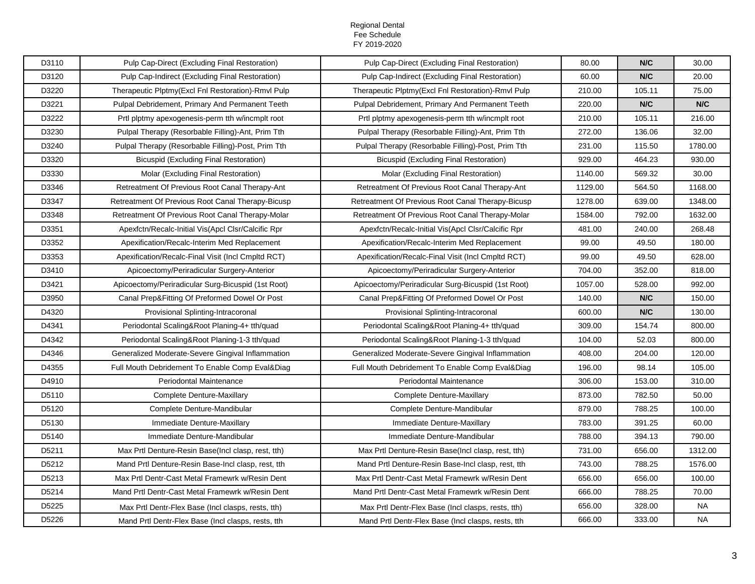Regional Dental
Fee Schedule
FY 2019-2020

| | | | | | |
|---|---|---|---|---|---|
| D3110 | Pulp Cap-Direct (Excluding Final Restoration) | Pulp Cap-Direct (Excluding Final Restoration) | 80.00 | **N/C** | 30.00 |
| D3120 | Pulp Cap-Indirect (Excluding Final Restoration) | Pulp Cap-Indirect (Excluding Final Restoration) | 60.00 | **N/C** | 20.00 |
| D3220 | Therapeutic Plptmy(Excl Fnl Restoration)-Rmvl Pulp | Therapeutic Plptmy(Excl Fnl Restoration)-Rmvl Pulp | 210.00 | 105.11 | 75.00 |
| D3221 | Pulpal Debridement, Primary And Permanent Teeth | Pulpal Debridement, Primary And Permanent Teeth | 220.00 | **N/C** | **N/C** |
| D3222 | Prtl plptmy apexogenesis-perm tth w/incmplt root | Prtl plptmy apexogenesis-perm tth w/incmplt root | 210.00 | 105.11 | 216.00 |
| D3230 | Pulpal Therapy (Resorbable Filling)-Ant, Prim Tth | Pulpal Therapy (Resorbable Filling)-Ant, Prim Tth | 272.00 | 136.06 | 32.00 |
| D3240 | Pulpal Therapy (Resorbable Filling)-Post, Prim Tth | Pulpal Therapy (Resorbable Filling)-Post, Prim Tth | 231.00 | 115.50 | 1780.00 |
| D3320 | Bicuspid (Excluding Final Restoration) | Bicuspid (Excluding Final Restoration) | 929.00 | 464.23 | 930.00 |
| D3330 | Molar (Excluding Final Restoration) | Molar (Excluding Final Restoration) | 1140.00 | 569.32 | 30.00 |
| D3346 | Retreatment Of Previous Root Canal Therapy-Ant | Retreatment Of Previous Root Canal Therapy-Ant | 1129.00 | 564.50 | 1168.00 |
| D3347 | Retreatment Of Previous Root Canal Therapy-Bicusp | Retreatment Of Previous Root Canal Therapy-Bicusp | 1278.00 | 639.00 | 1348.00 |
| D3348 | Retreatment Of Previous Root Canal Therapy-Molar | Retreatment Of Previous Root Canal Therapy-Molar | 1584.00 | 792.00 | 1632.00 |
| D3351 | Apexfctn/Recalc-Initial Vis(Apcl Clsr/Calcific Rpr | Apexfctn/Recalc-Initial Vis(Apcl Clsr/Calcific Rpr | 481.00 | 240.00 | 268.48 |
| D3352 | Apexification/Recalc-Interim Med Replacement | Apexification/Recalc-Interim Med Replacement | 99.00 | 49.50 | 180.00 |
| D3353 | Apexification/Recalc-Final Visit (Incl Cmpltd RCT) | Apexification/Recalc-Final Visit (Incl Cmpltd RCT) | 99.00 | 49.50 | 628.00 |
| D3410 | Apicoectomy/Periradicular Surgery-Anterior | Apicoectomy/Periradicular Surgery-Anterior | 704.00 | 352.00 | 818.00 |
| D3421 | Apicoectomy/Periradicular Surg-Bicuspid (1st Root) | Apicoectomy/Periradicular Surg-Bicuspid (1st Root) | 1057.00 | 528.00 | 992.00 |
| D3950 | Canal Prep&Fitting Of Preformed Dowel Or Post | Canal Prep&Fitting Of Preformed Dowel Or Post | 140.00 | **N/C** | 150.00 |
| D4320 | Provisional Splinting-Intracoronal | Provisional Splinting-Intracoronal | 600.00 | **N/C** | 130.00 |
| D4341 | Periodontal Scaling&Root Planing-4+ tth/quad | Periodontal Scaling&Root Planing-4+ tth/quad | 309.00 | 154.74 | 800.00 |
| D4342 | Periodontal Scaling&Root Planing-1-3 tth/quad | Periodontal Scaling&Root Planing-1-3 tth/quad | 104.00 | 52.03 | 800.00 |
| D4346 | Generalized Moderate-Severe Gingival Inflammation | Generalized Moderate-Severe Gingival Inflammation | 408.00 | 204.00 | 120.00 |
| D4355 | Full Mouth Debridement To Enable Comp Eval&Diag | Full Mouth Debridement To Enable Comp Eval&Diag | 196.00 | 98.14 | 105.00 |
| D4910 | Periodontal Maintenance | Periodontal Maintenance | 306.00 | 153.00 | 310.00 |
| D5110 | Complete Denture-Maxillary | Complete Denture-Maxillary | 873.00 | 782.50 | 50.00 |
| D5120 | Complete Denture-Mandibular | Complete Denture-Mandibular | 879.00 | 788.25 | 100.00 |
| D5130 | Immediate Denture-Maxillary | Immediate Denture-Maxillary | 783.00 | 391.25 | 60.00 |
| D5140 | Immediate Denture-Mandibular | Immediate Denture-Mandibular | 788.00 | 394.13 | 790.00 |
| D5211 | Max Prtl Denture-Resin Base(Incl clasp, rest, tth) | Max Prtl Denture-Resin Base(Incl clasp, rest, tth) | 731.00 | 656.00 | 1312.00 |
| D5212 | Mand Prtl Denture-Resin Base-Incl clasp, rest, tth | Mand Prtl Denture-Resin Base-Incl clasp, rest, tth | 743.00 | 788.25 | 1576.00 |
| D5213 | Max Prtl Dentr-Cast Metal Framewrk w/Resin Dent | Max Prtl Dentr-Cast Metal Framewrk w/Resin Dent | 656.00 | 656.00 | 100.00 |
| D5214 | Mand Prtl Dentr-Cast Metal Framewrk w/Resin Dent | Mand Prtl Dentr-Cast Metal Framewrk w/Resin Dent | 666.00 | 788.25 | 70.00 |
| D5225 | Max Prtl Dentr-Flex Base (Incl clasps, rests, tth) | Max Prtl Dentr-Flex Base (Incl clasps, rests, tth) | 656.00 | 328.00 | NA |
| D5226 | Mand Prtl Dentr-Flex Base (Incl clasps, rests, tth | Mand Prtl Dentr-Flex Base (Incl clasps, rests, tth | 666.00 | 333.00 | NA |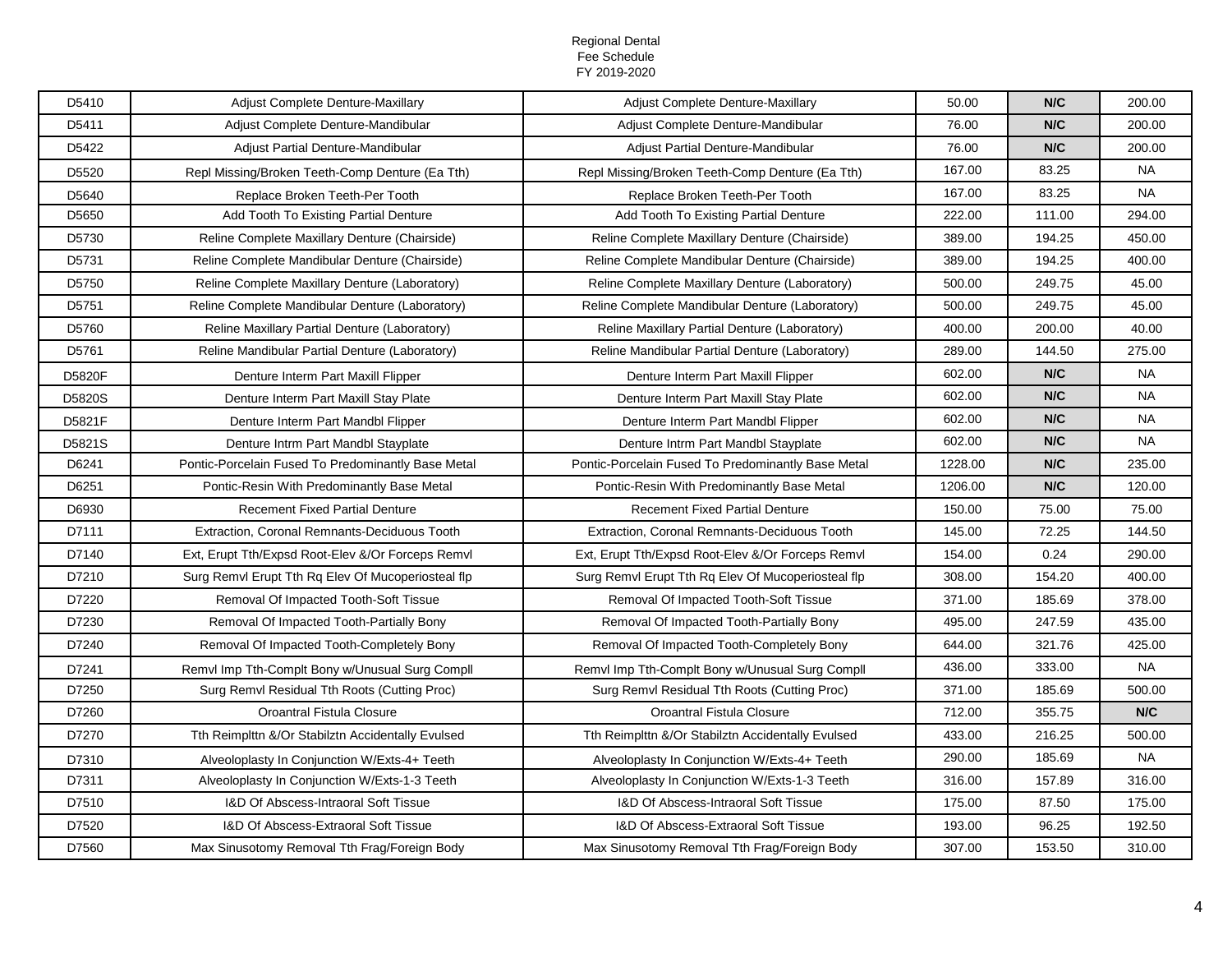Regional Dental
Fee Schedule
FY 2019-2020

| | | | | | |
|---|---|---|---|---|---|
| D5410 | Adjust Complete Denture-Maxillary | Adjust Complete Denture-Maxillary | 50.00 | N/C | 200.00 |
| D5411 | Adjust Complete Denture-Mandibular | Adjust Complete Denture-Mandibular | 76.00 | N/C | 200.00 |
| D5422 | Adjust Partial Denture-Mandibular | Adjust Partial Denture-Mandibular | 76.00 | N/C | 200.00 |
| D5520 | Repl Missing/Broken Teeth-Comp Denture (Ea Tth) | Repl Missing/Broken Teeth-Comp Denture (Ea Tth) | 167.00 | 83.25 | NA |
| D5640 | Replace Broken Teeth-Per Tooth | Replace Broken Teeth-Per Tooth | 167.00 | 83.25 | NA |
| D5650 | Add Tooth To Existing Partial Denture | Add Tooth To Existing Partial Denture | 222.00 | 111.00 | 294.00 |
| D5730 | Reline Complete Maxillary Denture (Chairside) | Reline Complete Maxillary Denture (Chairside) | 389.00 | 194.25 | 450.00 |
| D5731 | Reline Complete Mandibular Denture (Chairside) | Reline Complete Mandibular Denture (Chairside) | 389.00 | 194.25 | 400.00 |
| D5750 | Reline Complete Maxillary Denture (Laboratory) | Reline Complete Maxillary Denture (Laboratory) | 500.00 | 249.75 | 45.00 |
| D5751 | Reline Complete Mandibular Denture (Laboratory) | Reline Complete Mandibular Denture (Laboratory) | 500.00 | 249.75 | 45.00 |
| D5760 | Reline Maxillary Partial Denture (Laboratory) | Reline Maxillary Partial Denture (Laboratory) | 400.00 | 200.00 | 40.00 |
| D5761 | Reline Mandibular Partial Denture (Laboratory) | Reline Mandibular Partial Denture (Laboratory) | 289.00 | 144.50 | 275.00 |
| D5820F | Denture Interm Part Maxill Flipper | Denture Interm Part Maxill Flipper | 602.00 | N/C | NA |
| D5820S | Denture Interm Part Maxill Stay Plate | Denture Interm Part Maxill Stay Plate | 602.00 | N/C | NA |
| D5821F | Denture Interm Part Mandbl Flipper | Denture Interm Part Mandbl Flipper | 602.00 | N/C | NA |
| D5821S | Denture Intrm Part Mandbl Stayplate | Denture Intrm Part Mandbl Stayplate | 602.00 | N/C | NA |
| D6241 | Pontic-Porcelain Fused To Predominantly Base Metal | Pontic-Porcelain Fused To Predominantly Base Metal | 1228.00 | N/C | 235.00 |
| D6251 | Pontic-Resin With Predominantly Base Metal | Pontic-Resin With Predominantly Base Metal | 1206.00 | N/C | 120.00 |
| D6930 | Recement Fixed Partial Denture | Recement Fixed Partial Denture | 150.00 | 75.00 | 75.00 |
| D7111 | Extraction, Coronal Remnants-Deciduous Tooth | Extraction, Coronal Remnants-Deciduous Tooth | 145.00 | 72.25 | 144.50 |
| D7140 | Ext, Erupt Tth/Expsd Root-Elev &/Or Forceps Remvl | Ext, Erupt Tth/Expsd Root-Elev &/Or Forceps Remvl | 154.00 | 0.24 | 290.00 |
| D7210 | Surg Remvl Erupt Tth Rq Elev Of Mucoperiosteal flp | Surg Remvl Erupt Tth Rq Elev Of Mucoperiosteal flp | 308.00 | 154.20 | 400.00 |
| D7220 | Removal Of Impacted Tooth-Soft Tissue | Removal Of Impacted Tooth-Soft Tissue | 371.00 | 185.69 | 378.00 |
| D7230 | Removal Of Impacted Tooth-Partially Bony | Removal Of Impacted Tooth-Partially Bony | 495.00 | 247.59 | 435.00 |
| D7240 | Removal Of Impacted Tooth-Completely Bony | Removal Of Impacted Tooth-Completely Bony | 644.00 | 321.76 | 425.00 |
| D7241 | Remvl Imp Tth-Complt Bony w/Unusual Surg Compll | Remvl Imp Tth-Complt Bony w/Unusual Surg Compll | 436.00 | 333.00 | NA |
| D7250 | Surg Remvl Residual Tth Roots (Cutting Proc) | Surg Remvl Residual Tth Roots (Cutting Proc) | 371.00 | 185.69 | 500.00 |
| D7260 | Oroantral Fistula Closure | Oroantral Fistula Closure | 712.00 | 355.75 | N/C |
| D7270 | Tth Reimplttn &/Or Stabilztn Accidentally Evulsed | Tth Reimplttn &/Or Stabilztn Accidentally Evulsed | 433.00 | 216.25 | 500.00 |
| D7310 | Alveoloplasty In Conjunction W/Exts-4+ Teeth | Alveoloplasty In Conjunction W/Exts-4+ Teeth | 290.00 | 185.69 | NA |
| D7311 | Alveoloplasty In Conjunction W/Exts-1-3 Teeth | Alveoloplasty In Conjunction W/Exts-1-3 Teeth | 316.00 | 157.89 | 316.00 |
| D7510 | I&D Of Abscess-Intraoral Soft Tissue | I&D Of Abscess-Intraoral Soft Tissue | 175.00 | 87.50 | 175.00 |
| D7520 | I&D Of Abscess-Extraoral Soft Tissue | I&D Of Abscess-Extraoral Soft Tissue | 193.00 | 96.25 | 192.50 |
| D7560 | Max Sinusotomy Removal Tth Frag/Foreign Body | Max Sinusotomy Removal Tth Frag/Foreign Body | 307.00 | 153.50 | 310.00 |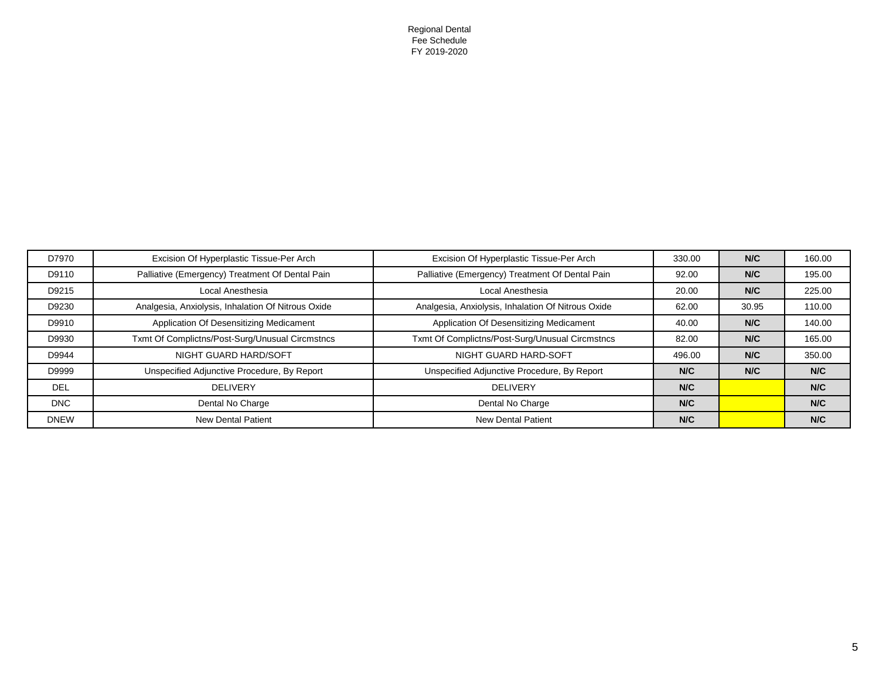Regional Dental
Fee Schedule
FY 2019-2020

| | | | | | |
|---|---|---|---|---|---|
| D7970 | Excision Of Hyperplastic Tissue-Per Arch | Excision Of Hyperplastic Tissue-Per Arch | 330.00 | **N/C** | 160.00 |
| D9110 | Palliative (Emergency) Treatment Of Dental Pain | Palliative (Emergency) Treatment Of Dental Pain | 92.00 | **N/C** | 195.00 |
| D9215 | Local Anesthesia | Local Anesthesia | 20.00 | **N/C** | 225.00 |
| D9230 | Analgesia, Anxiolysis, Inhalation Of Nitrous Oxide | Analgesia, Anxiolysis, Inhalation Of Nitrous Oxide | 62.00 | 30.95 | 110.00 |
| D9910 | Application Of Desensitizing Medicament | Application Of Desensitizing Medicament | 40.00 | **N/C** | 140.00 |
| D9930 | Txmt Of Complictns/Post-Surg/Unusual Circmstncs | Txmt Of Complictns/Post-Surg/Unusual Circmstncs | 82.00 | **N/C** | 165.00 |
| D9944 | NIGHT GUARD HARD/SOFT | NIGHT GUARD HARD-SOFT | 496.00 | **N/C** | 350.00 |
| D9999 | Unspecified Adjunctive Procedure, By Report | Unspecified Adjunctive Procedure, By Report | **N/C** | **N/C** | **N/C** |
| DEL | DELIVERY | DELIVERY | **N/C** | | **N/C** |
| DNC | Dental No Charge | Dental No Charge | **N/C** | | **N/C** |
| DNEW | New Dental Patient | New Dental Patient | **N/C** | | **N/C** |